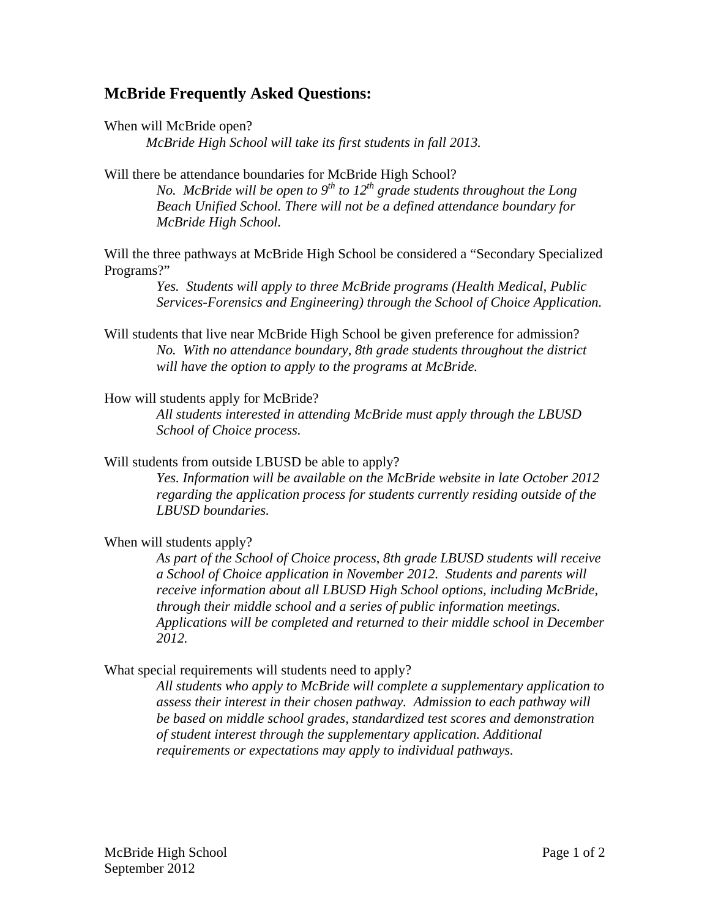## McBride Frequently Asked Questions:

When will McBride open?

*McBride High School will take its first students in fall 2013.*

Will there be attendance boundaries for McBride High School?

*No. McBride will be open to 9th to 12th grade students throughout the Long Beach Unified School. There will not be a defined attendance boundary for McBride High School.*

Will the three pathways at McBride High School be considered a "Secondary Specialized Programs?"

*Yes. Students will apply to three McBride programs (Health Medical, Public Services-Forensics and Engineering) through the School of Choice Application.*

Will students that live near McBride High School be given preference for admission?

*No. With no attendance boundary, 8th grade students throughout the district will have the option to apply to the programs at McBride.*

How will students apply for McBride?

*All students interested in attending McBride must apply through the LBUSD School of Choice process.*

Will students from outside LBUSD be able to apply?

*Yes. Information will be available on the McBride website in late October 2012 regarding the application process for students currently residing outside of the LBUSD boundaries.*

When will students apply?

*As part of the School of Choice process, 8th grade LBUSD students will receive a School of Choice application in November 2012. Students and parents will receive information about all LBUSD High School options, including McBride, through their middle school and a series of public information meetings. Applications will be completed and returned to their middle school in December 2012.*

What special requirements will students need to apply?

*All students who apply to McBride will complete a supplementary application to assess their interest in their chosen pathway. Admission to each pathway will be based on middle school grades, standardized test scores and demonstration of student interest through the supplementary application. Additional requirements or expectations may apply to individual pathways.*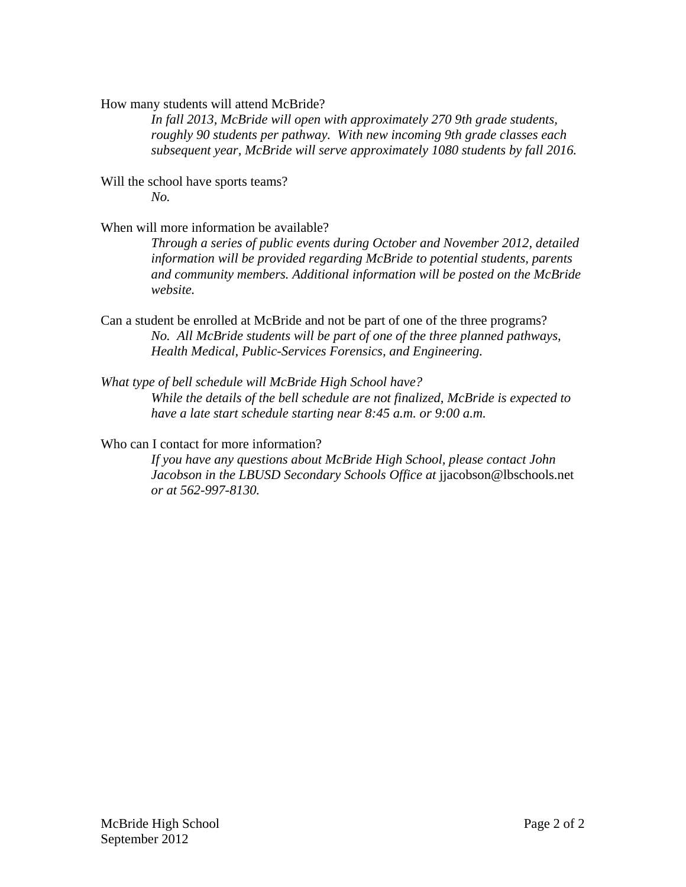How many students will attend McBride?

*In fall 2013, McBride will open with approximately 270 9th grade students, roughly 90 students per pathway. With new incoming 9th grade classes each subsequent year, McBride will serve approximately 1080 students by fall 2016.*

Will the school have sports teams?

*No.*

When will more information be available?

*Through a series of public events during October and November 2012, detailed information will be provided regarding McBride to potential students, parents and community members. Additional information will be posted on the McBride website.*

Can a student be enrolled at McBride and not be part of one of the three programs?

*No. All McBride students will be part of one of the three planned pathways, Health Medical, Public-Services Forensics, and Engineering.*

*What type of bell schedule will McBride High School have?*

*While the details of the bell schedule are not finalized, McBride is expected to have a late start schedule starting near 8:45 a.m. or 9:00 a.m.*

Who can I contact for more information?

*If you have any questions about McBride High School, please contact John Jacobson in the LBUSD Secondary Schools Office at* jjacobson@lbschools.net *or at 562-997-8130.*